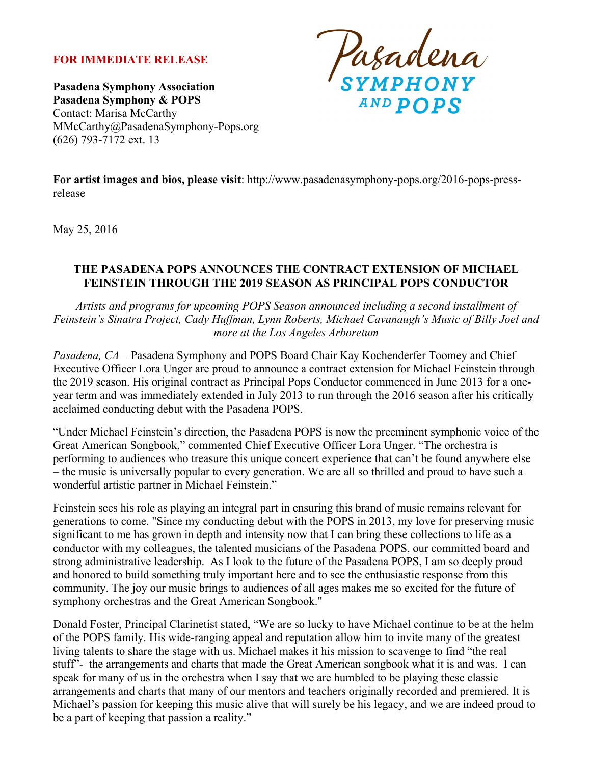**FOR IMMEDIATE RELEASE**

**Pasadena Symphony Association**
**Pasadena Symphony & POPS**
Contact: Marisa McCarthy
MMcCarthy@PasadenaSymphony-Pops.org
(626) 793-7172 ext. 13

Pasadena SYMPHONY AND POPS

**For artist images and bios, please visit**: http://www.pasadenasymphony-pops.org/2016-pops-press-release

May 25, 2016

## THE PASADENA POPS ANNOUNCES THE CONTRACT EXTENSION OF MICHAEL FEINSTEIN THROUGH THE 2019 SEASON AS PRINCIPAL POPS CONDUCTOR

*Artists and programs for upcoming POPS Season announced including a second installment of Feinstein's Sinatra Project, Cady Huffman, Lynn Roberts, Michael Cavanaugh's Music of Billy Joel and more at the Los Angeles Arboretum*

*Pasadena, CA* – Pasadena Symphony and POPS Board Chair Kay Kochenderfer Toomey and Chief Executive Officer Lora Unger are proud to announce a contract extension for Michael Feinstein through the 2019 season. His original contract as Principal Pops Conductor commenced in June 2013 for a one-year term and was immediately extended in July 2013 to run through the 2016 season after his critically acclaimed conducting debut with the Pasadena POPS.

"Under Michael Feinstein's direction, the Pasadena POPS is now the preeminent symphonic voice of the Great American Songbook," commented Chief Executive Officer Lora Unger. "The orchestra is performing to audiences who treasure this unique concert experience that can't be found anywhere else – the music is universally popular to every generation. We are all so thrilled and proud to have such a wonderful artistic partner in Michael Feinstein."

Feinstein sees his role as playing an integral part in ensuring this brand of music remains relevant for generations to come. "Since my conducting debut with the POPS in 2013, my love for preserving music significant to me has grown in depth and intensity now that I can bring these collections to life as a conductor with my colleagues, the talented musicians of the Pasadena POPS, our committed board and strong administrative leadership. As I look to the future of the Pasadena POPS, I am so deeply proud and honored to build something truly important here and to see the enthusiastic response from this community. The joy our music brings to audiences of all ages makes me so excited for the future of symphony orchestras and the Great American Songbook."

Donald Foster, Principal Clarinetist stated, "We are so lucky to have Michael continue to be at the helm of the POPS family. His wide-ranging appeal and reputation allow him to invite many of the greatest living talents to share the stage with us. Michael makes it his mission to scavenge to find "the real stuff"- the arrangements and charts that made the Great American songbook what it is and was. I can speak for many of us in the orchestra when I say that we are humbled to be playing these classic arrangements and charts that many of our mentors and teachers originally recorded and premiered. It is Michael's passion for keeping this music alive that will surely be his legacy, and we are indeed proud to be a part of keeping that passion a reality."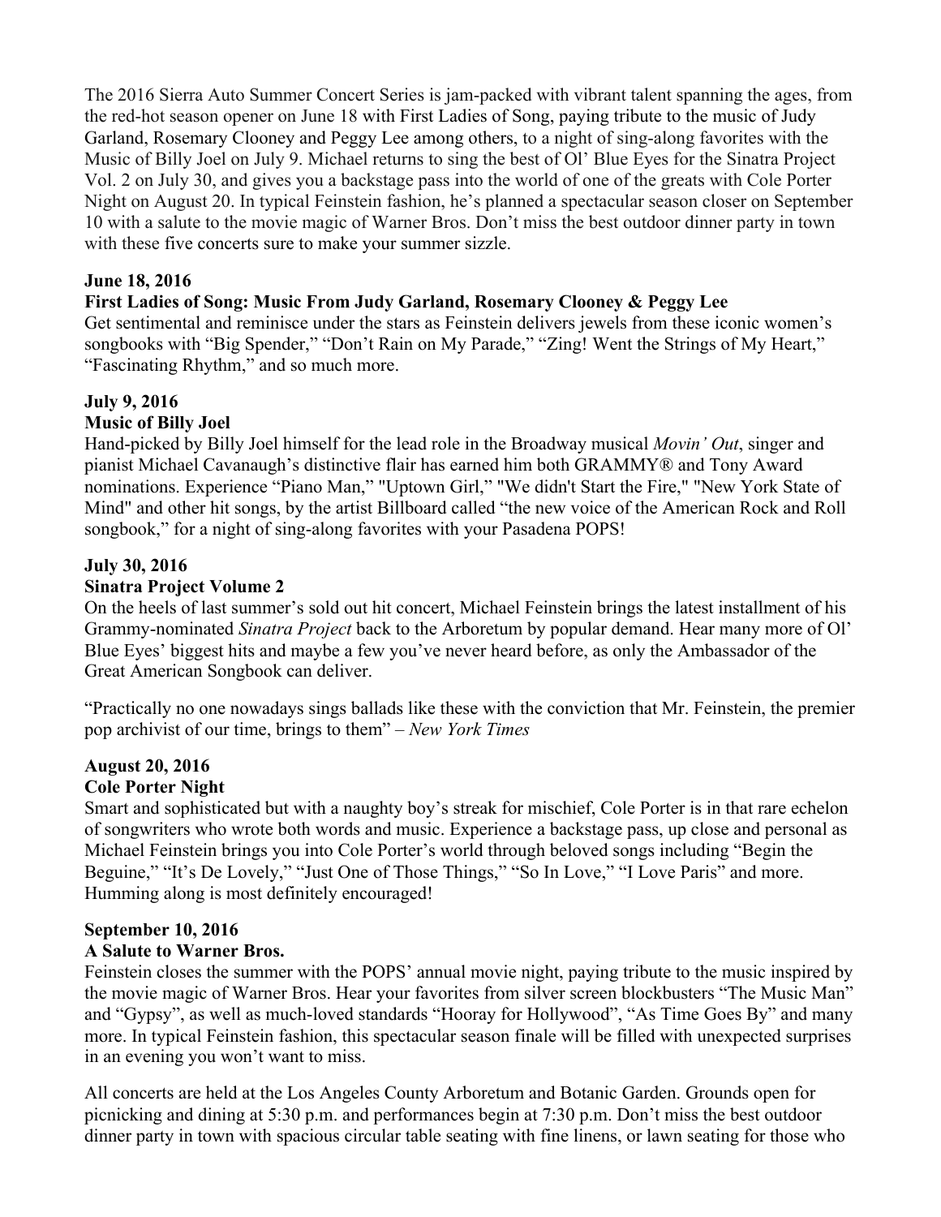The 2016 Sierra Auto Summer Concert Series is jam-packed with vibrant talent spanning the ages, from the red-hot season opener on June 18 with First Ladies of Song, paying tribute to the music of Judy Garland, Rosemary Clooney and Peggy Lee among others, to a night of sing-along favorites with the Music of Billy Joel on July 9. Michael returns to sing the best of Ol' Blue Eyes for the Sinatra Project Vol. 2 on July 30, and gives you a backstage pass into the world of one of the greats with Cole Porter Night on August 20. In typical Feinstein fashion, he's planned a spectacular season closer on September 10 with a salute to the movie magic of Warner Bros. Don't miss the best outdoor dinner party in town with these five concerts sure to make your summer sizzle.

**June 18, 2016**

**First Ladies of Song: Music From Judy Garland, Rosemary Clooney & Peggy Lee**

Get sentimental and reminisce under the stars as Feinstein delivers jewels from these iconic women's songbooks with "Big Spender," "Don't Rain on My Parade," "Zing! Went the Strings of My Heart," "Fascinating Rhythm," and so much more.

**July 9, 2016**

**Music of Billy Joel**

Hand-picked by Billy Joel himself for the lead role in the Broadway musical *Movin' Out*, singer and pianist Michael Cavanaugh's distinctive flair has earned him both GRAMMY® and Tony Award nominations. Experience "Piano Man," "Uptown Girl," "We didn't Start the Fire," "New York State of Mind" and other hit songs, by the artist Billboard called "the new voice of the American Rock and Roll songbook," for a night of sing-along favorites with your Pasadena POPS!

**July 30, 2016**

**Sinatra Project Volume 2**

On the heels of last summer's sold out hit concert, Michael Feinstein brings the latest installment of his Grammy-nominated *Sinatra Project* back to the Arboretum by popular demand. Hear many more of Ol' Blue Eyes' biggest hits and maybe a few you've never heard before, as only the Ambassador of the Great American Songbook can deliver.

"Practically no one nowadays sings ballads like these with the conviction that Mr. Feinstein, the premier pop archivist of our time, brings to them" – *New York Times*

**August 20, 2016**

**Cole Porter Night**

Smart and sophisticated but with a naughty boy's streak for mischief, Cole Porter is in that rare echelon of songwriters who wrote both words and music. Experience a backstage pass, up close and personal as Michael Feinstein brings you into Cole Porter's world through beloved songs including "Begin the Beguine," "It's De Lovely," "Just One of Those Things," "So In Love," "I Love Paris" and more. Humming along is most definitely encouraged!

**September 10, 2016**

**A Salute to Warner Bros.**

Feinstein closes the summer with the POPS' annual movie night, paying tribute to the music inspired by the movie magic of Warner Bros. Hear your favorites from silver screen blockbusters "The Music Man" and "Gypsy", as well as much-loved standards "Hooray for Hollywood", "As Time Goes By" and many more. In typical Feinstein fashion, this spectacular season finale will be filled with unexpected surprises in an evening you won't want to miss.

All concerts are held at the Los Angeles County Arboretum and Botanic Garden. Grounds open for picnicking and dining at 5:30 p.m. and performances begin at 7:30 p.m. Don't miss the best outdoor dinner party in town with spacious circular table seating with fine linens, or lawn seating for those who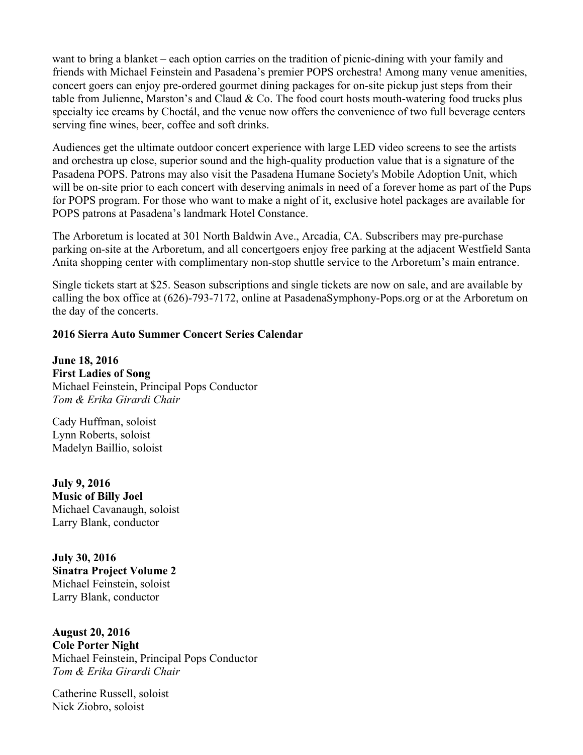want to bring a blanket – each option carries on the tradition of picnic-dining with your family and friends with Michael Feinstein and Pasadena's premier POPS orchestra! Among many venue amenities, concert goers can enjoy pre-ordered gourmet dining packages for on-site pickup just steps from their table from Julienne, Marston's and Claud & Co. The food court hosts mouth-watering food trucks plus specialty ice creams by Choctál, and the venue now offers the convenience of two full beverage centers serving fine wines, beer, coffee and soft drinks.

Audiences get the ultimate outdoor concert experience with large LED video screens to see the artists and orchestra up close, superior sound and the high-quality production value that is a signature of the Pasadena POPS. Patrons may also visit the Pasadena Humane Society's Mobile Adoption Unit, which will be on-site prior to each concert with deserving animals in need of a forever home as part of the Pups for POPS program. For those who want to make a night of it, exclusive hotel packages are available for POPS patrons at Pasadena's landmark Hotel Constance.

The Arboretum is located at 301 North Baldwin Ave., Arcadia, CA. Subscribers may pre-purchase parking on-site at the Arboretum, and all concertgoers enjoy free parking at the adjacent Westfield Santa Anita shopping center with complimentary non-stop shuttle service to the Arboretum's main entrance.

Single tickets start at $25. Season subscriptions and single tickets are now on sale, and are available by calling the box office at (626)-793-7172, online at PasadenaSymphony-Pops.org or at the Arboretum on the day of the concerts.

**2016 Sierra Auto Summer Concert Series Calendar**

**June 18, 2016**
**First Ladies of Song**
Michael Feinstein, Principal Pops Conductor
*Tom & Erika Girardi Chair*

Cady Huffman, soloist
Lynn Roberts, soloist
Madelyn Baillio, soloist

**July 9, 2016**
**Music of Billy Joel**
Michael Cavanaugh, soloist
Larry Blank, conductor

**July 30, 2016**
**Sinatra Project Volume 2**
Michael Feinstein, soloist
Larry Blank, conductor

**August 20, 2016**
**Cole Porter Night**
Michael Feinstein, Principal Pops Conductor
*Tom & Erika Girardi Chair*

Catherine Russell, soloist
Nick Ziobro, soloist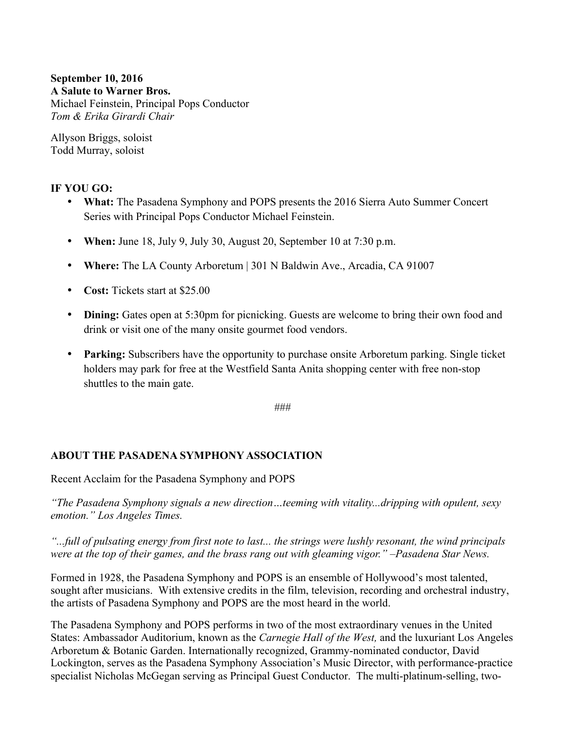**September 10, 2016**
**A Salute to Warner Bros.**
Michael Feinstein, Principal Pops Conductor
*Tom & Erika Girardi Chair*

Allyson Briggs, soloist
Todd Murray, soloist

**IF YOU GO:**

- **What:** The Pasadena Symphony and POPS presents the 2016 Sierra Auto Summer Concert Series with Principal Pops Conductor Michael Feinstein.
- **When:** June 18, July 9, July 30, August 20, September 10 at 7:30 p.m.
- **Where:** The LA County Arboretum | 301 N Baldwin Ave., Arcadia, CA 91007
- **Cost:** Tickets start at $25.00
- **Dining:** Gates open at 5:30pm for picnicking. Guests are welcome to bring their own food and drink or visit one of the many onsite gourmet food vendors.
- **Parking:** Subscribers have the opportunity to purchase onsite Arboretum parking. Single ticket holders may park for free at the Westfield Santa Anita shopping center with free non-stop shuttles to the main gate.

###

**ABOUT THE PASADENA SYMPHONY ASSOCIATION**

Recent Acclaim for the Pasadena Symphony and POPS

*"The Pasadena Symphony signals a new direction…teeming with vitality...dripping with opulent, sexy emotion." Los Angeles Times.*

*"...full of pulsating energy from first note to last... the strings were lushly resonant, the wind principals were at the top of their games, and the brass rang out with gleaming vigor." –Pasadena Star News.*

Formed in 1928, the Pasadena Symphony and POPS is an ensemble of Hollywood's most talented, sought after musicians. With extensive credits in the film, television, recording and orchestral industry, the artists of Pasadena Symphony and POPS are the most heard in the world.

The Pasadena Symphony and POPS performs in two of the most extraordinary venues in the United States: Ambassador Auditorium, known as the *Carnegie Hall of the West,* and the luxuriant Los Angeles Arboretum & Botanic Garden. Internationally recognized, Grammy-nominated conductor, David Lockington, serves as the Pasadena Symphony Association's Music Director, with performance-practice specialist Nicholas McGegan serving as Principal Guest Conductor. The multi-platinum-selling, two-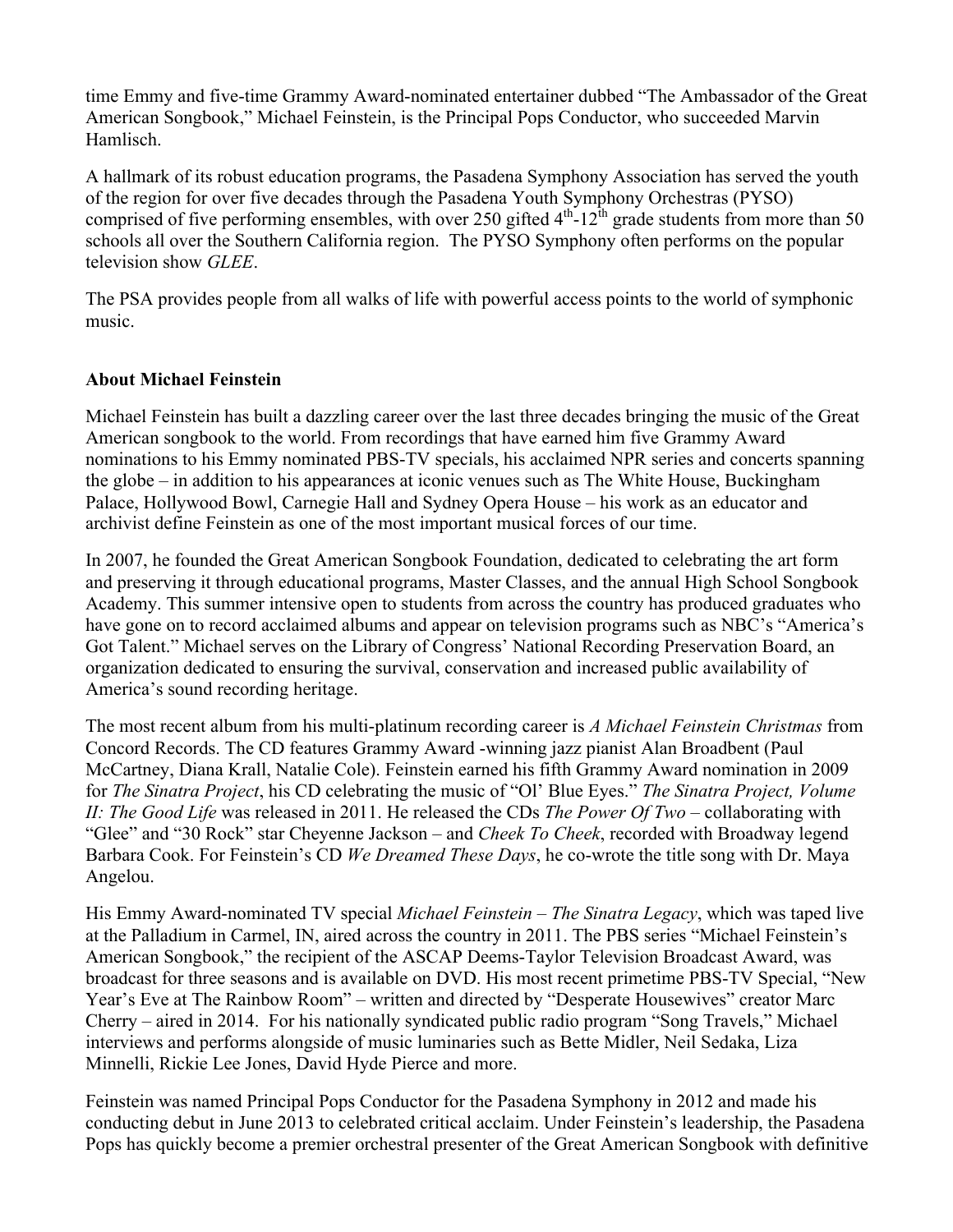time Emmy and five-time Grammy Award-nominated entertainer dubbed "The Ambassador of the Great American Songbook," Michael Feinstein, is the Principal Pops Conductor, who succeeded Marvin Hamlisch.

A hallmark of its robust education programs, the Pasadena Symphony Association has served the youth of the region for over five decades through the Pasadena Youth Symphony Orchestras (PYSO) comprised of five performing ensembles, with over 250 gifted $4^{th}$-$12^{th}$ grade students from more than 50 schools all over the Southern California region. The PYSO Symphony often performs on the popular television show *GLEE*.

The PSA provides people from all walks of life with powerful access points to the world of symphonic music.

**About Michael Feinstein**

Michael Feinstein has built a dazzling career over the last three decades bringing the music of the Great American songbook to the world. From recordings that have earned him five Grammy Award nominations to his Emmy nominated PBS-TV specials, his acclaimed NPR series and concerts spanning the globe – in addition to his appearances at iconic venues such as The White House, Buckingham Palace, Hollywood Bowl, Carnegie Hall and Sydney Opera House – his work as an educator and archivist define Feinstein as one of the most important musical forces of our time.

In 2007, he founded the Great American Songbook Foundation, dedicated to celebrating the art form and preserving it through educational programs, Master Classes, and the annual High School Songbook Academy. This summer intensive open to students from across the country has produced graduates who have gone on to record acclaimed albums and appear on television programs such as NBC's "America's Got Talent." Michael serves on the Library of Congress' National Recording Preservation Board, an organization dedicated to ensuring the survival, conservation and increased public availability of America's sound recording heritage.

The most recent album from his multi-platinum recording career is *A Michael Feinstein Christmas* from Concord Records. The CD features Grammy Award -winning jazz pianist Alan Broadbent (Paul McCartney, Diana Krall, Natalie Cole). Feinstein earned his fifth Grammy Award nomination in 2009 for *The Sinatra Project*, his CD celebrating the music of "Ol' Blue Eyes." *The Sinatra Project, Volume II: The Good Life* was released in 2011. He released the CDs *The Power Of Two* – collaborating with "Glee" and "30 Rock" star Cheyenne Jackson – and *Cheek To Cheek*, recorded with Broadway legend Barbara Cook. For Feinstein's CD *We Dreamed These Days*, he co-wrote the title song with Dr. Maya Angelou.

His Emmy Award-nominated TV special *Michael Feinstein – The Sinatra Legacy*, which was taped live at the Palladium in Carmel, IN, aired across the country in 2011. The PBS series "Michael Feinstein's American Songbook," the recipient of the ASCAP Deems-Taylor Television Broadcast Award, was broadcast for three seasons and is available on DVD. His most recent primetime PBS-TV Special, "New Year's Eve at The Rainbow Room" – written and directed by "Desperate Housewives" creator Marc Cherry – aired in 2014. For his nationally syndicated public radio program "Song Travels," Michael interviews and performs alongside of music luminaries such as Bette Midler, Neil Sedaka, Liza Minnelli, Rickie Lee Jones, David Hyde Pierce and more.

Feinstein was named Principal Pops Conductor for the Pasadena Symphony in 2012 and made his conducting debut in June 2013 to celebrated critical acclaim. Under Feinstein's leadership, the Pasadena Pops has quickly become a premier orchestral presenter of the Great American Songbook with definitive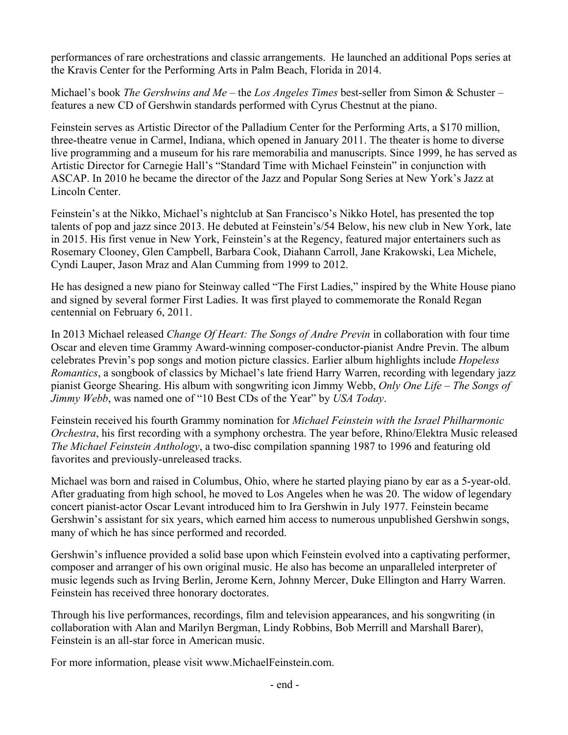performances of rare orchestrations and classic arrangements. He launched an additional Pops series at the Kravis Center for the Performing Arts in Palm Beach, Florida in 2014.

Michael's book *The Gershwins and Me* – the *Los Angeles Times* best-seller from Simon & Schuster – features a new CD of Gershwin standards performed with Cyrus Chestnut at the piano.

Feinstein serves as Artistic Director of the Palladium Center for the Performing Arts, a $170 million, three-theatre venue in Carmel, Indiana, which opened in January 2011. The theater is home to diverse live programming and a museum for his rare memorabilia and manuscripts. Since 1999, he has served as Artistic Director for Carnegie Hall's "Standard Time with Michael Feinstein" in conjunction with ASCAP. In 2010 he became the director of the Jazz and Popular Song Series at New York's Jazz at Lincoln Center.

Feinstein's at the Nikko, Michael's nightclub at San Francisco's Nikko Hotel, has presented the top talents of pop and jazz since 2013. He debuted at Feinstein's/54 Below, his new club in New York, late in 2015. His first venue in New York, Feinstein's at the Regency, featured major entertainers such as Rosemary Clooney, Glen Campbell, Barbara Cook, Diahann Carroll, Jane Krakowski, Lea Michele, Cyndi Lauper, Jason Mraz and Alan Cumming from 1999 to 2012.

He has designed a new piano for Steinway called "The First Ladies," inspired by the White House piano and signed by several former First Ladies. It was first played to commemorate the Ronald Regan centennial on February 6, 2011.

In 2013 Michael released *Change Of Heart: The Songs of Andre Previn* in collaboration with four time Oscar and eleven time Grammy Award-winning composer-conductor-pianist Andre Previn. The album celebrates Previn's pop songs and motion picture classics. Earlier album highlights include *Hopeless Romantics*, a songbook of classics by Michael's late friend Harry Warren, recording with legendary jazz pianist George Shearing. His album with songwriting icon Jimmy Webb, *Only One Life – The Songs of Jimmy Webb*, was named one of "10 Best CDs of the Year" by *USA Today*.

Feinstein received his fourth Grammy nomination for *Michael Feinstein with the Israel Philharmonic Orchestra*, his first recording with a symphony orchestra. The year before, Rhino/Elektra Music released *The Michael Feinstein Anthology*, a two-disc compilation spanning 1987 to 1996 and featuring old favorites and previously-unreleased tracks.

Michael was born and raised in Columbus, Ohio, where he started playing piano by ear as a 5-year-old. After graduating from high school, he moved to Los Angeles when he was 20. The widow of legendary concert pianist-actor Oscar Levant introduced him to Ira Gershwin in July 1977. Feinstein became Gershwin's assistant for six years, which earned him access to numerous unpublished Gershwin songs, many of which he has since performed and recorded.

Gershwin's influence provided a solid base upon which Feinstein evolved into a captivating performer, composer and arranger of his own original music. He also has become an unparalleled interpreter of music legends such as Irving Berlin, Jerome Kern, Johnny Mercer, Duke Ellington and Harry Warren. Feinstein has received three honorary doctorates.

Through his live performances, recordings, film and television appearances, and his songwriting (in collaboration with Alan and Marilyn Bergman, Lindy Robbins, Bob Merrill and Marshall Barer), Feinstein is an all-star force in American music.

For more information, please visit www.MichaelFeinstein.com.

- end -